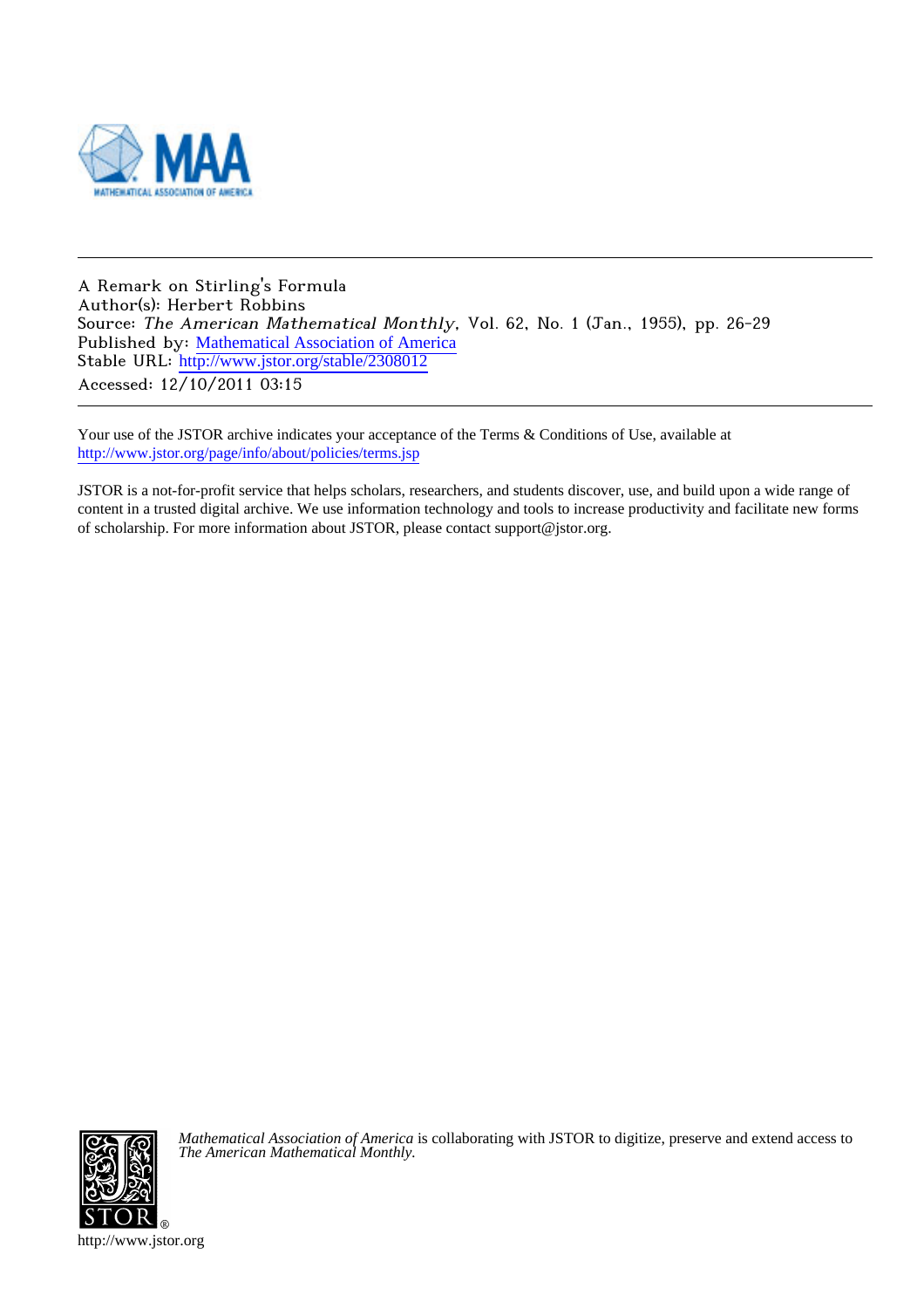A Remark on Stirling's Formula
Author(s): Herbert Robbins
Source: *The American Mathematical Monthly*, Vol. 62, No. 1 (Jan., 1955), pp. 26-29
Published by: Mathematical Association of America
Stable URL: http://www.jstor.org/stable/2308012
Accessed: 12/10/2011 03:15

Your use of the JSTOR archive indicates your acceptance of the Terms & Conditions of Use, available at
http://www.jstor.org/page/info/about/policies/terms.jsp

JSTOR is a not-for-profit service that helps scholars, researchers, and students discover, use, and build upon a wide range of content in a trusted digital archive. We use information technology and tools to increase productivity and facilitate new forms of scholarship. For more information about JSTOR, please contact support@jstor.org.

*Mathematical Association of America* is collaborating with JSTOR to digitize, preserve and extend access to *The American Mathematical Monthly.*

http://www.jstor.org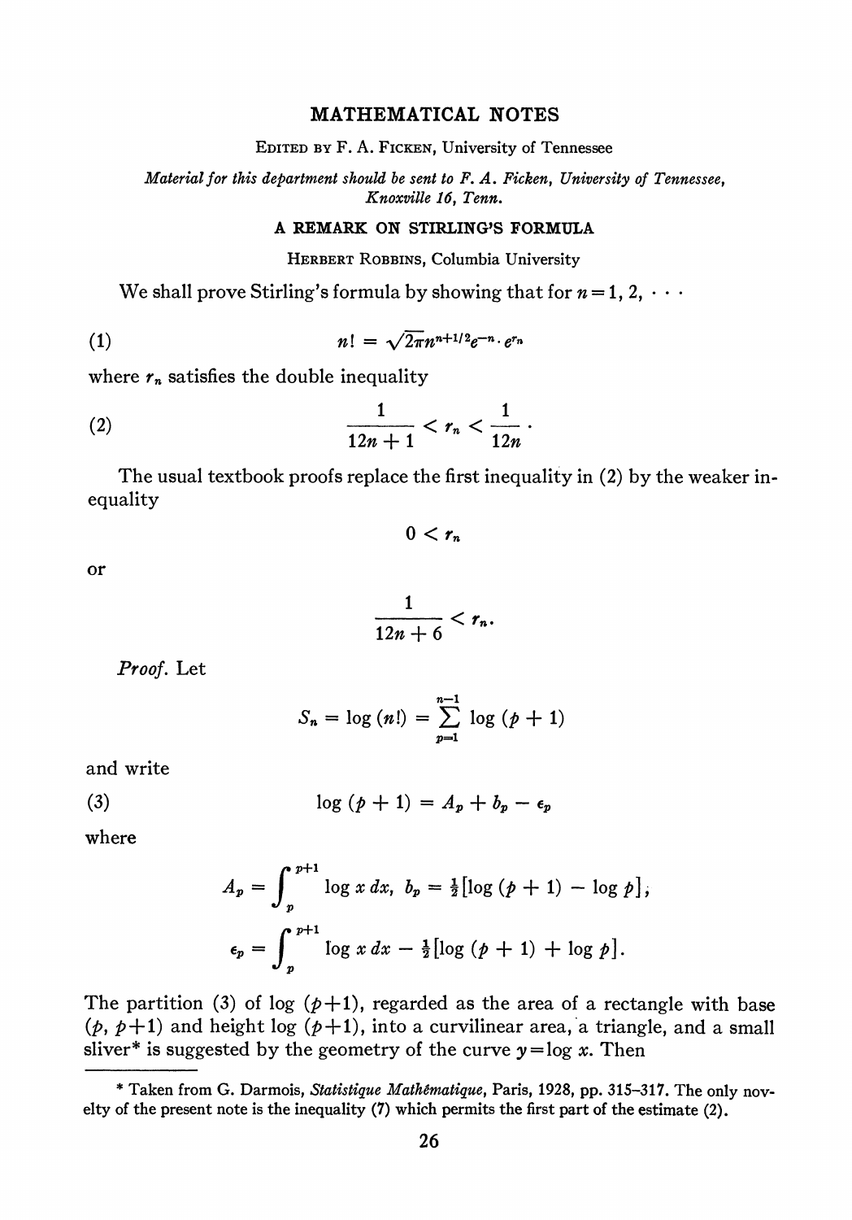# MATHEMATICAL NOTES

EDITED BY F. A. FICKEN, University of Tennessee

*Material for this department should be sent to F. A. Ficken, University of Tennessee, Knoxville 16, Tenn.*

## A REMARK ON STIRLING'S FORMULA

HERBERT ROBBINS, Columbia University

We shall prove Stirling's formula by showing that for $n = 1, 2, \cdots$

$$n! = \sqrt{2\pi}n^{n+1/2}e^{-n} \cdot e^{r_n} \tag{1}$$

where $r_n$ satisfies the double inequality

$$\frac{1}{12n+1} < r_n < \frac{1}{12n}. \tag{2}$$

The usual textbook proofs replace the first inequality in (2) by the weaker inequality

$$0 < r_n$$

or

$$\frac{1}{12n+6} < r_n.$$

*Proof.* Let

$$S_n = \log(n!) = \sum_{p=1}^{n-1} \log(p+1)$$

and write

$$\log(p+1) = A_p + b_p - \epsilon_p \tag{3}$$

where

$$A_p = \int_p^{p+1} \log x \, dx, \quad b_p = \tfrac{1}{2}[\log(p+1) - \log p];$$

$$\epsilon_p = \int_p^{p+1} \log x \, dx - \tfrac{1}{2}[\log(p+1) + \log p].$$

The partition (3) of $\log(p+1)$, regarded as the area of a rectangle with base $(p, p+1)$ and height $\log(p+1)$, into a curvilinear area, a triangle, and a small sliver* is suggested by the geometry of the curve $y = \log x$. Then

---

\* Taken from G. Darmois, *Statistique Mathématique*, Paris, 1928, pp. 315–317. The only novelty of the present note is the inequality (7) which permits the first part of the estimate (2).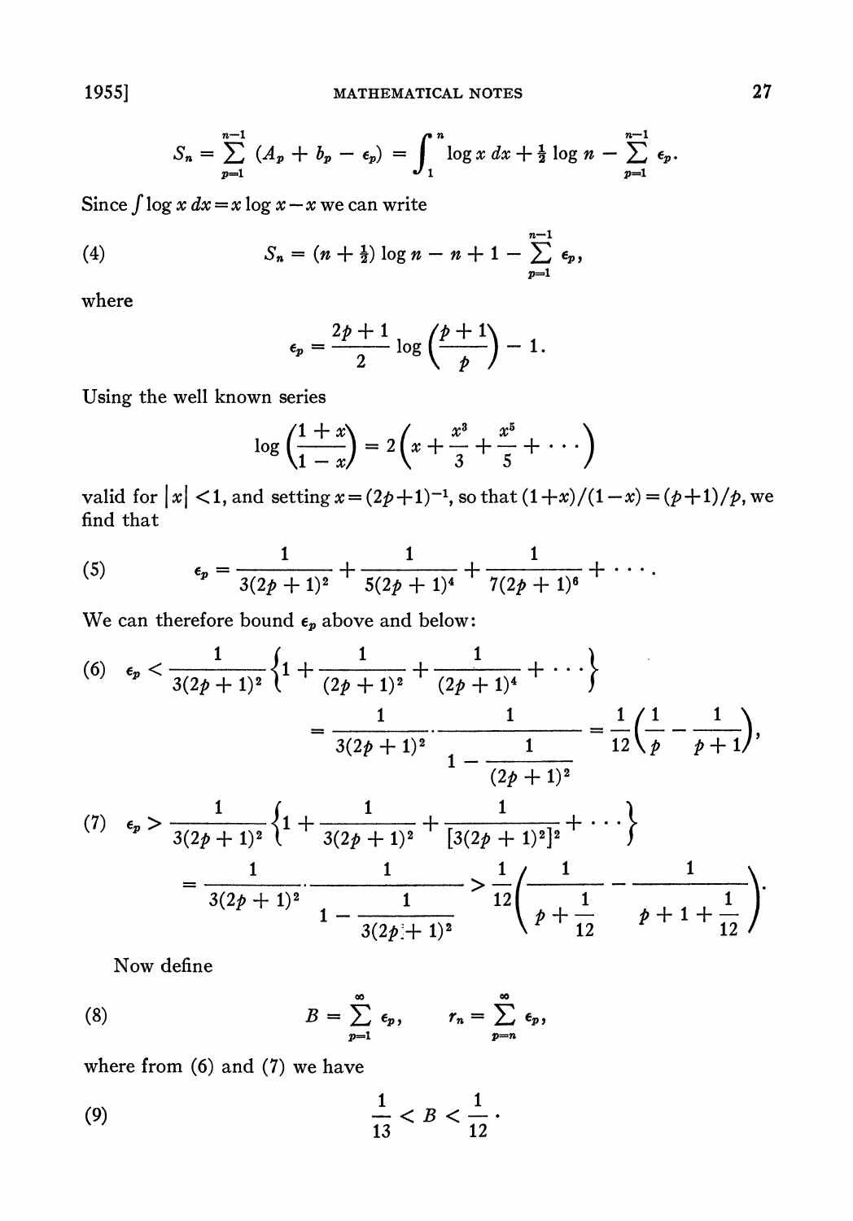$$S_n = \sum_{p=1}^{n-1} (A_p + b_p - \epsilon_p) = \int_1^n \log x \, dx + \tfrac{1}{2} \log n - \sum_{p=1}^{n-1} \epsilon_p.$$

Since $\int \log x \, dx = x \log x - x$ we can write

$$S_n = (n + \tfrac{1}{2}) \log n - n + 1 - \sum_{p=1}^{n-1} \epsilon_p, \tag{4}$$

where

$$\epsilon_p = \frac{2p+1}{2} \log \left( \frac{p+1}{p} \right) - 1.$$

Using the well known series

$$\log \left( \frac{1+x}{1-x} \right) = 2 \left( x + \frac{x^3}{3} + \frac{x^5}{5} + \cdots \right)$$

valid for $|x| < 1$, and setting $x = (2p+1)^{-1}$, so that $(1+x)/(1-x) = (p+1)/p$, we find that

$$\epsilon_p = \frac{1}{3(2p+1)^2} + \frac{1}{5(2p+1)^4} + \frac{1}{7(2p+1)^6} + \cdots. \tag{5}$$

We can therefore bound $\epsilon_p$ above and below:

$$\begin{aligned} \epsilon_p &< \frac{1}{3(2p+1)^2} \left\{ 1 + \frac{1}{(2p+1)^2} + \frac{1}{(2p+1)^4} + \cdots \right\} \\ &= \frac{1}{3(2p+1)^2} \cdot \frac{1}{1 - \dfrac{1}{(2p+1)^2}} = \frac{1}{12} \left( \frac{1}{p} - \frac{1}{p+1} \right), \end{aligned} \tag{6}$$

$$\begin{aligned} \epsilon_p &> \frac{1}{3(2p+1)^2} \left\{ 1 + \frac{1}{3(2p+1)^2} + \frac{1}{[3(2p+1)^2]^2} + \cdots \right\} \\ &= \frac{1}{3(2p+1)^2} \cdot \frac{1}{1 - \dfrac{1}{3(2p+1)^2}} > \frac{1}{12} \left( \frac{1}{p + \frac{1}{12}} - \frac{1}{p + 1 + \frac{1}{12}} \right). \end{aligned} \tag{7}$$

Now define

$$B = \sum_{p=1}^{\infty} \epsilon_p, \qquad r_n = \sum_{p=n}^{\infty} \epsilon_p, \tag{8}$$

where from (6) and (7) we have

$$\frac{1}{13} < B < \frac{1}{12}. \tag{9}$$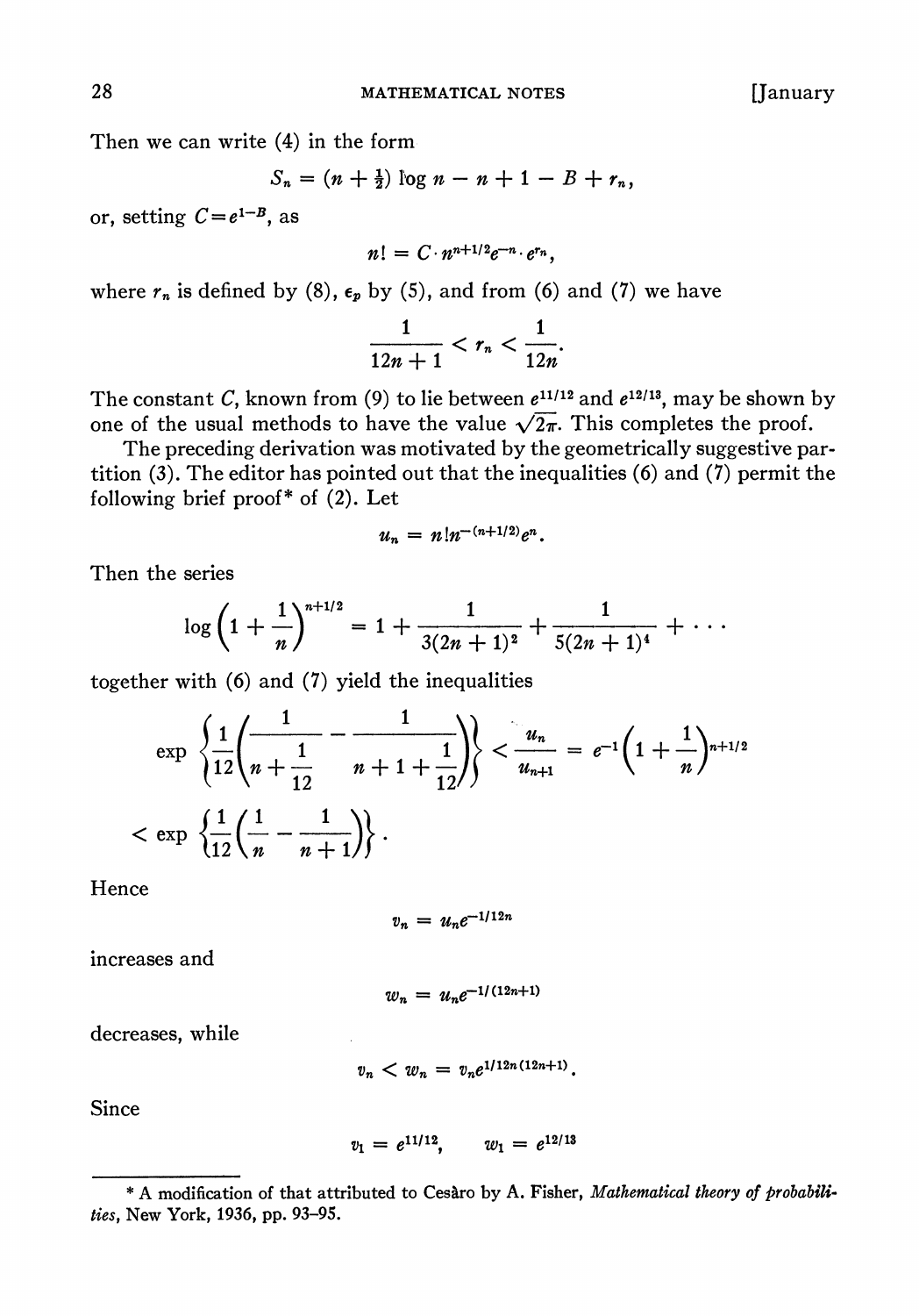Then we can write (4) in the form

$$S_n = (n + \tfrac{1}{2}) \log n - n + 1 - B + r_n,$$

or, setting $C = e^{1-B}$, as

$$n! = C \cdot n^{n+1/2} e^{-n} \cdot e^{r_n},$$

where $r_n$ is defined by (8), $\epsilon_p$ by (5), and from (6) and (7) we have

$$\frac{1}{12n+1} < r_n < \frac{1}{12n}.$$

The constant $C$, known from (9) to lie between $e^{11/12}$ and $e^{12/13}$, may be shown by one of the usual methods to have the value $\sqrt{2\pi}$. This completes the proof.

The preceding derivation was motivated by the geometrically suggestive partition (3). The editor has pointed out that the inequalities (6) and (7) permit the following brief proof* of (2). Let

$$u_n = n! n^{-(n+1/2)} e^n.$$

Then the series

$$\log\left(1 + \frac{1}{n}\right)^{n+1/2} = 1 + \frac{1}{3(2n+1)^2} + \frac{1}{5(2n+1)^4} + \cdots$$

together with (6) and (7) yield the inequalities

$$\exp\left\{\frac{1}{12}\left(\frac{1}{n + \frac{1}{12}} - \frac{1}{n + 1 + \frac{1}{12}}\right)\right\} < \frac{u_n}{u_{n+1}} = e^{-1}\left(1 + \frac{1}{n}\right)^{n+1/2}$$

$$< \exp\left\{\frac{1}{12}\left(\frac{1}{n} - \frac{1}{n+1}\right)\right\}.$$

Hence

$$v_n = u_n e^{-1/12n}$$

increases and

$$w_n = u_n e^{-1/(12n+1)}$$

decreases, while

$$v_n < w_n = v_n e^{1/12n(12n+1)}.$$

Since

$$v_1 = e^{11/12}, \qquad w_1 = e^{12/13}$$

---

\* A modification of that attributed to Cesàro by A. Fisher, *Mathematical theory of probabilities*, New York, 1936, pp. 93–95.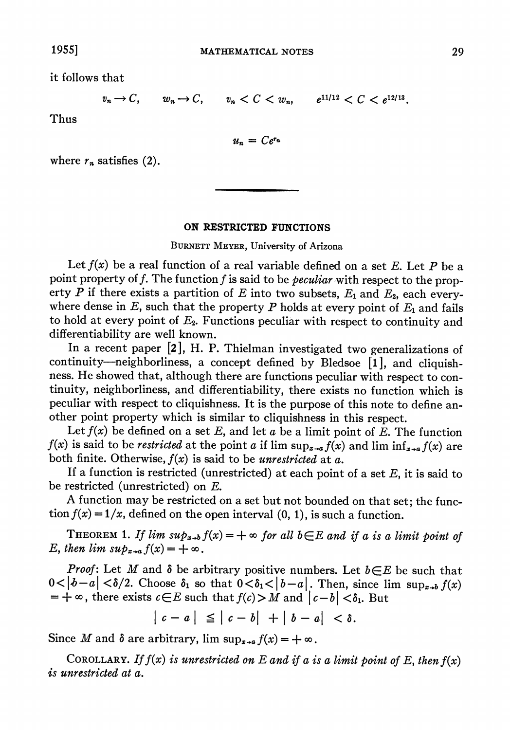it follows that

$$v_n \to C, \qquad w_n \to C, \qquad v_n < C < w_n, \qquad e^{11/12} < C < e^{12/13}.$$

Thus

$$u_n = Ce^{r_n}$$

where $r_n$ satisfies (2).

---

## ON RESTRICTED FUNCTIONS

BURNETT MEYER, University of Arizona

Let $f(x)$ be a real function of a real variable defined on a set $E$. Let $P$ be a point property of $f$. The function $f$ is said to be *peculiar* with respect to the property $P$ if there exists a partition of $E$ into two subsets, $E_1$ and $E_2$, each everywhere dense in $E$, such that the property $P$ holds at every point of $E_1$ and fails to hold at every point of $E_2$. Functions peculiar with respect to continuity and differentiability are well known.

In a recent paper [2], H. P. Thielman investigated two generalizations of continuity—neighborliness, a concept defined by Bledsoe [1], and cliquishness. He showed that, although there are functions peculiar with respect to continuity, neighborliness, and differentiability, there exists no function which is peculiar with respect to cliquishness. It is the purpose of this note to define another point property which is similar to cliquishness in this respect.

Let $f(x)$ be defined on a set $E$, and let $a$ be a limit point of $E$. The function $f(x)$ is said to be *restricted* at the point $a$ if $\limsup_{x\to a} f(x)$ and $\liminf_{x\to a} f(x)$ are both finite. Otherwise, $f(x)$ is said to be *unrestricted* at $a$.

If a function is restricted (unrestricted) at each point of a set $E$, it is said to be restricted (unrestricted) on $E$.

A function may be restricted on a set but not bounded on that set; the function $f(x)=1/x$, defined on the open interval $(0, 1)$, is such a function.

THEOREM 1. *If $\limsup_{x\to b} f(x) = +\infty$ for all $b \in E$ and if $a$ is a limit point of $E$, then $\limsup_{x\to a} f(x) = +\infty$.*

*Proof*: Let $M$ and $\delta$ be arbitrary positive numbers. Let $b \in E$ be such that $0 < |b-a| < \delta/2$. Choose $\delta_1$ so that $0 < \delta_1 < |b-a|$. Then, since $\limsup_{x\to b} f(x) = +\infty$, there exists $c \in E$ such that $f(c) > M$ and $|c-b| < \delta_1$. But

$$|c-a| \leqq |c-b| + |b-a| < \delta.$$

Since $M$ and $\delta$ are arbitrary, $\limsup_{x\to a} f(x) = +\infty$.

COROLLARY. *If $f(x)$ is unrestricted on $E$ and if $a$ is a limit point of $E$, then $f(x)$ is unrestricted at $a$.*